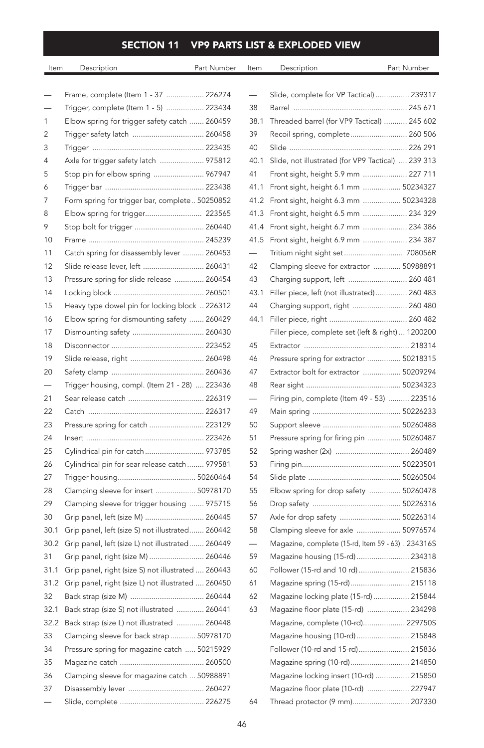## SECTION 11 VP9 PARTS LIST & EXPLODED VIEW

| Item | Description | Part Number |
|---|---|---|
| — | Frame, complete (Item 1 - 37 | 226274 |
| — | Trigger, complete (Item 1 - 5) | 223434 |
| 1 | Elbow spring for trigger safety catch | 260459 |
| 2 | Trigger safety latch | 260458 |
| 3 | Trigger | 223435 |
| 4 | Axle for trigger safety latch | 975812 |
| 5 | Stop pin for elbow spring | 967947 |
| 6 | Trigger bar | 223438 |
| 7 | Form spring for trigger bar, complete | 50250852 |
| 8 | Elbow spring for trigger | 223565 |
| 9 | Stop bolt for trigger | 260440 |
| 10 | Frame | 245239 |
| 11 | Catch spring for disassembly lever | 260453 |
| 12 | Slide release lever, left | 260431 |
| 13 | Pressure spring for slide release | 260454 |
| 14 | Locking block | 260501 |
| 15 | Heavy type dowel pin for locking block | 226312 |
| 16 | Elbow spring for dismounting safety | 260429 |
| 17 | Dismounting safety | 260430 |
| 18 | Disconnector | 223452 |
| 19 | Slide release, right | 260498 |
| 20 | Safety clamp | 260436 |
| — | Trigger housing, compl. (Item 21 - 28) | 223436 |
| 21 | Sear release catch | 226319 |
| 22 | Catch | 226317 |
| 23 | Pressure spring for catch | 223129 |
| 24 | Insert | 223426 |
| 25 | Cylindrical pin for catch | 973785 |
| 26 | Cylindrical pin for sear release catch | 979581 |
| 27 | Trigger housing | 50260464 |
| 28 | Clamping sleeve for insert | 50978170 |
| 29 | Clamping sleeve for trigger housing | 975715 |
| 30 | Grip panel, left (size M) | 260445 |
| 30.1 | Grip panel, left (size S) not illustrated | 260442 |
| 30.2 | Grip panel, left (size L) not illustrated | 260449 |
| 31 | Grip panel, right (size M) | 260446 |
| 31.1 | Grip panel, right (size S) not illustrated | 260443 |
| 31.2 | Grip panel, right (size L) not illustrated | 260450 |
| 32 | Back strap (size M) | 260444 |
| 32.1 | Back strap (size S) not illustrated | 260441 |
| 32.2 | Back strap (size L) not illustrated | 260448 |
| 33 | Clamping sleeve for back strap | 50978170 |
| 34 | Pressure spring for magazine catch | 50215929 |
| 35 | Magazine catch | 260500 |
| 36 | Clamping sleeve for magazine catch | 50988891 |
| 37 | Disassembly lever | 260427 |
| — | Slide, complete | 226275 |
| — | Slide, complete for VP Tactical) | 239317 |
| 38 | Barrel | 245 671 |
| 38.1 | Threaded barrel (for VP9 Tactical) | 245 602 |
| 39 | Recoil spring, complete | 260 506 |
| 40 | Slide | 226 291 |
| 40.1 | Slide, not illustrated (for VP9 Tactical) | 239 313 |
| 41 | Front sight, height 5.9 mm | 227 711 |
| 41.1 | Front sight, height 6.1 mm | 50234327 |
| 41.2 | Front sight, height 6.3 mm | 50234328 |
| 41.3 | Front sight, height 6.5 mm | 234 329 |
| 41.4 | Front sight, height 6.7 mm | 234 386 |
| 41.5 | Front sight, height 6.9 mm | 234 387 |
| — | Tritium night sight set | 708056R |
| 42 | Clamping sleeve for extractor | 50988891 |
| 43 | Charging support, left | 260 481 |
| 43.1 | Filler piece, left (not illustrated) | 260 483 |
| 44 | Charging support, right | 260 480 |
| 44.1 | Filler piece, right | 260 482 |
| | Filler piece, complete set (left & right) | 1200200 |
| 45 | Extractor | 218314 |
| 46 | Pressure spring for extractor | 50218315 |
| 47 | Extractor bolt for extractor | 50209294 |
| 48 | Rear sight | 50234323 |
| — | Firing pin, complete (Item 49 - 53) | 223516 |
| 49 | Main spring | 50226233 |
| 50 | Support sleeve | 50260488 |
| 51 | Pressure spring for firing pin | 50260487 |
| 52 | Spring washer (2x) | 260489 |
| 53 | Firing pin | 50223501 |
| 54 | Slide plate | 50260504 |
| 55 | Elbow spring for drop safety | 50260478 |
| 56 | Drop safety | 50226316 |
| 57 | Axle for drop safety | 50226314 |
| 58 | Clamping sleeve for axle | 50976574 |
| — | Magazine, complete (15-rd, Item 59 - 63) | 234316S |
| 59 | Magazine housing (15-rd) | 234318 |
| 60 | Follower (15-rd and 10 rd) | 215836 |
| 61 | Magazine spring (15-rd) | 215118 |
| 62 | Magazine locking plate (15-rd) | 215844 |
| 63 | Magazine floor plate (15-rd) | 234298 |
| | Magazine, complete (10-rd) | 229750S |
| | Magazine housing (10-rd) | 215848 |
| | Follower (10-rd and 15-rd) | 215836 |
| | Magazine spring (10-rd) | 214850 |
| | Magazine locking insert (10-rd) | 215850 |
| | Magazine floor plate (10-rd) | 227947 |
| 64 | Thread protector (9 mm) | 207330 |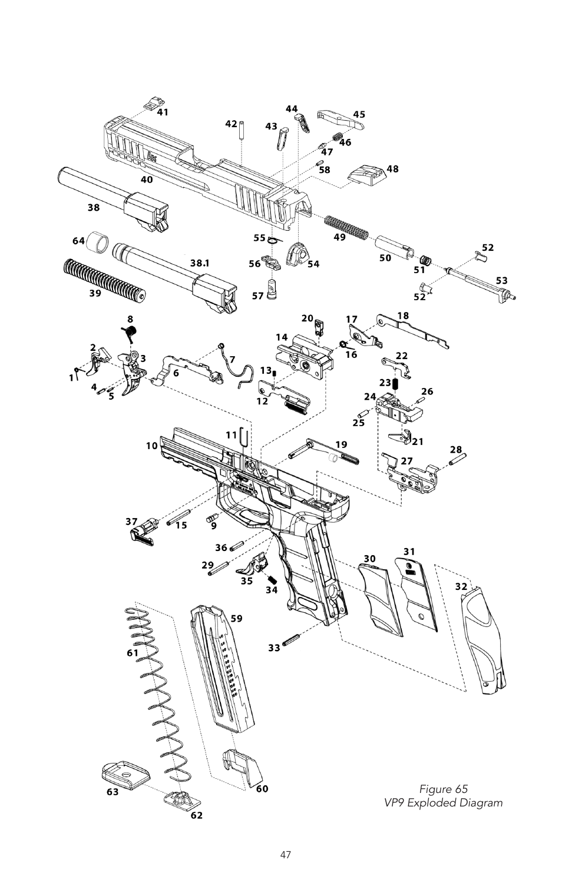*Figure 65*
*VP9 Exploded Diagram*